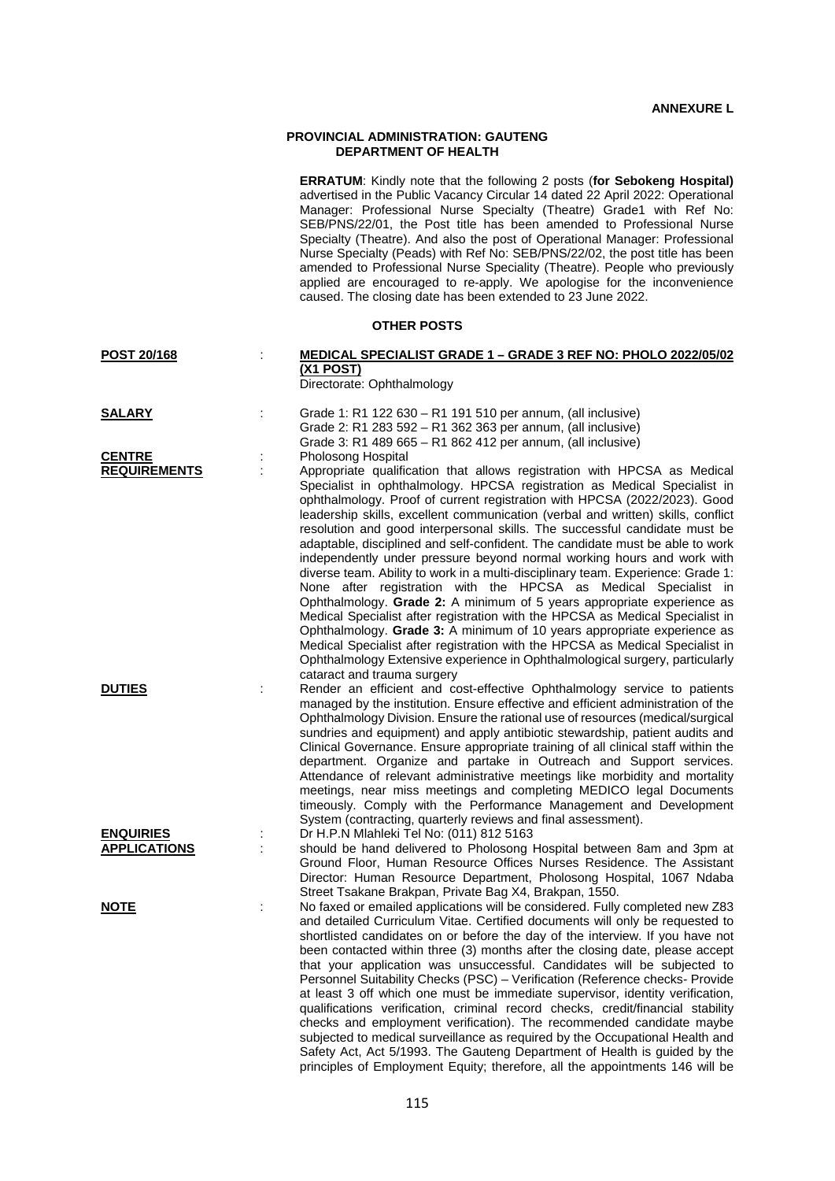**ANNEXURE L**

## PROVINCIAL ADMINISTRATION: GAUTENG
## DEPARTMENT OF HEALTH

**ERRATUM**: Kindly note that the following 2 posts (**for Sebokeng Hospital)** advertised in the Public Vacancy Circular 14 dated 22 April 2022: Operational Manager: Professional Nurse Specialty (Theatre) Grade1 with Ref No: SEB/PNS/22/01, the Post title has been amended to Professional Nurse Specialty (Theatre). And also the post of Operational Manager: Professional Nurse Specialty (Peads) with Ref No: SEB/PNS/22/02, the post title has been amended to Professional Nurse Speciality (Theatre). People who previously applied are encouraged to re-apply. We apologise for the inconvenience caused. The closing date has been extended to 23 June 2022.

### OTHER POSTS

**POST 20/168** : **MEDICAL SPECIALIST GRADE 1 – GRADE 3 REF NO: PHOLO 2022/05/02 (X1 POST)**
Directorate: Ophthalmology

**SALARY** :
Grade 1: R1 122 630 – R1 191 510 per annum, (all inclusive)
Grade 2: R1 283 592 – R1 362 363 per annum, (all inclusive)
Grade 3: R1 489 665 – R1 862 412 per annum, (all inclusive)

**CENTRE** : Pholosong Hospital

**REQUIREMENTS** : Appropriate qualification that allows registration with HPCSA as Medical Specialist in ophthalmology. HPCSA registration as Medical Specialist in ophthalmology. Proof of current registration with HPCSA (2022/2023). Good leadership skills, excellent communication (verbal and written) skills, conflict resolution and good interpersonal skills. The successful candidate must be adaptable, disciplined and self-confident. The candidate must be able to work independently under pressure beyond normal working hours and work with diverse team. Ability to work in a multi-disciplinary team. Experience: Grade 1: None after registration with the HPCSA as Medical Specialist in Ophthalmology. **Grade 2:** A minimum of 5 years appropriate experience as Medical Specialist after registration with the HPCSA as Medical Specialist in Ophthalmology. **Grade 3:** A minimum of 10 years appropriate experience as Medical Specialist after registration with the HPCSA as Medical Specialist in Ophthalmology Extensive experience in Ophthalmological surgery, particularly cataract and trauma surgery

**DUTIES** : Render an efficient and cost-effective Ophthalmology service to patients managed by the institution. Ensure effective and efficient administration of the Ophthalmology Division. Ensure the rational use of resources (medical/surgical sundries and equipment) and apply antibiotic stewardship, patient audits and Clinical Governance. Ensure appropriate training of all clinical staff within the department. Organize and partake in Outreach and Support services. Attendance of relevant administrative meetings like morbidity and mortality meetings, near miss meetings and completing MEDICO legal Documents timeously. Comply with the Performance Management and Development System (contracting, quarterly reviews and final assessment).

**ENQUIRIES** : Dr H.P.N Mlahleki Tel No: (011) 812 5163

**APPLICATIONS** : should be hand delivered to Pholosong Hospital between 8am and 3pm at Ground Floor, Human Resource Offices Nurses Residence. The Assistant Director: Human Resource Department, Pholosong Hospital, 1067 Ndaba Street Tsakane Brakpan, Private Bag X4, Brakpan, 1550.

**NOTE** : No faxed or emailed applications will be considered. Fully completed new Z83 and detailed Curriculum Vitae. Certified documents will only be requested to shortlisted candidates on or before the day of the interview. If you have not been contacted within three (3) months after the closing date, please accept that your application was unsuccessful. Candidates will be subjected to Personnel Suitability Checks (PSC) – Verification (Reference checks- Provide at least 3 off which one must be immediate supervisor, identity verification, qualifications verification, criminal record checks, credit/financial stability checks and employment verification). The recommended candidate maybe subjected to medical surveillance as required by the Occupational Health and Safety Act, Act 5/1993. The Gauteng Department of Health is guided by the principles of Employment Equity; therefore, all the appointments 146 will be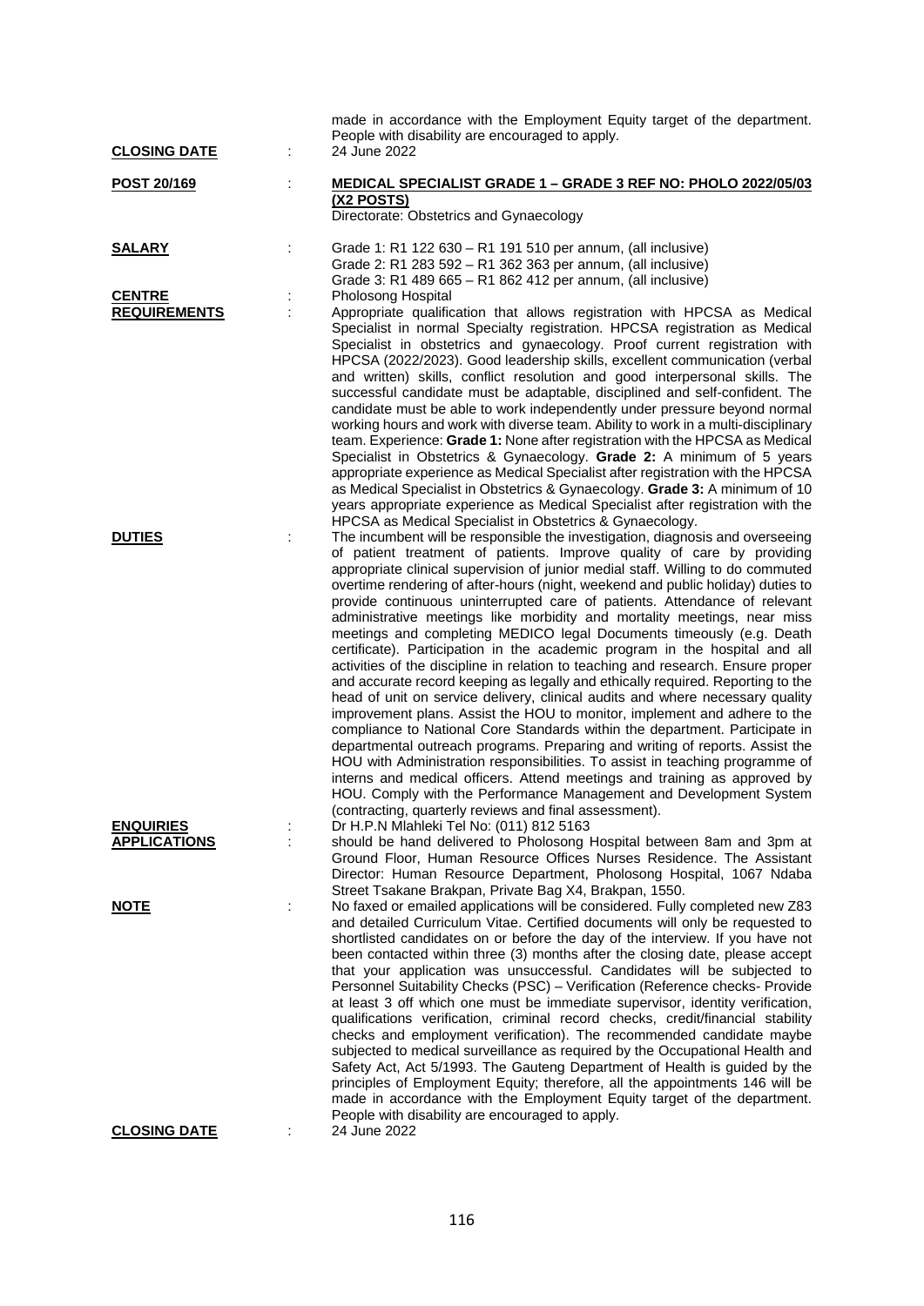made in accordance with the Employment Equity target of the department. People with disability are encouraged to apply.

**CLOSING DATE** : 24 June 2022

**POST 20/169** : **MEDICAL SPECIALIST GRADE 1 – GRADE 3 REF NO: PHOLO 2022/05/03 (X2 POSTS)**

Directorate: Obstetrics and Gynaecology

**SALARY** : Grade 1: R1 122 630 – R1 191 510 per annum, (all inclusive)
Grade 2: R1 283 592 – R1 362 363 per annum, (all inclusive)
Grade 3: R1 489 665 – R1 862 412 per annum, (all inclusive)

**CENTRE** : Pholosong Hospital

**REQUIREMENTS** : Appropriate qualification that allows registration with HPCSA as Medical Specialist in normal Specialty registration. HPCSA registration as Medical Specialist in obstetrics and gynaecology. Proof current registration with HPCSA (2022/2023). Good leadership skills, excellent communication (verbal and written) skills, conflict resolution and good interpersonal skills. The successful candidate must be adaptable, disciplined and self-confident. The candidate must be able to work independently under pressure beyond normal working hours and work with diverse team. Ability to work in a multi-disciplinary team. Experience: **Grade 1:** None after registration with the HPCSA as Medical Specialist in Obstetrics & Gynaecology. **Grade 2:** A minimum of 5 years appropriate experience as Medical Specialist after registration with the HPCSA as Medical Specialist in Obstetrics & Gynaecology. **Grade 3:** A minimum of 10 years appropriate experience as Medical Specialist after registration with the HPCSA as Medical Specialist in Obstetrics & Gynaecology.

**DUTIES** : The incumbent will be responsible the investigation, diagnosis and overseeing of patient treatment of patients. Improve quality of care by providing appropriate clinical supervision of junior medial staff. Willing to do commuted overtime rendering of after-hours (night, weekend and public holiday) duties to provide continuous uninterrupted care of patients. Attendance of relevant administrative meetings like morbidity and mortality meetings, near miss meetings and completing MEDICO legal Documents timeously (e.g. Death certificate). Participation in the academic program in the hospital and all activities of the discipline in relation to teaching and research. Ensure proper and accurate record keeping as legally and ethically required. Reporting to the head of unit on service delivery, clinical audits and where necessary quality improvement plans. Assist the HOU to monitor, implement and adhere to the compliance to National Core Standards within the department. Participate in departmental outreach programs. Preparing and writing of reports. Assist the HOU with Administration responsibilities. To assist in teaching programme of interns and medical officers. Attend meetings and training as approved by HOU. Comply with the Performance Management and Development System (contracting, quarterly reviews and final assessment).

**ENQUIRIES** : Dr H.P.N Mlahleki Tel No: (011) 812 5163

**APPLICATIONS** : should be hand delivered to Pholosong Hospital between 8am and 3pm at Ground Floor, Human Resource Offices Nurses Residence. The Assistant Director: Human Resource Department, Pholosong Hospital, 1067 Ndaba Street Tsakane Brakpan, Private Bag X4, Brakpan, 1550.

**NOTE** : No faxed or emailed applications will be considered. Fully completed new Z83 and detailed Curriculum Vitae. Certified documents will only be requested to shortlisted candidates on or before the day of the interview. If you have not been contacted within three (3) months after the closing date, please accept that your application was unsuccessful. Candidates will be subjected to Personnel Suitability Checks (PSC) – Verification (Reference checks- Provide at least 3 off which one must be immediate supervisor, identity verification, qualifications verification, criminal record checks, credit/financial stability checks and employment verification). The recommended candidate maybe subjected to medical surveillance as required by the Occupational Health and Safety Act, Act 5/1993. The Gauteng Department of Health is guided by the principles of Employment Equity; therefore, all the appointments 146 will be made in accordance with the Employment Equity target of the department. People with disability are encouraged to apply.

**CLOSING DATE** : 24 June 2022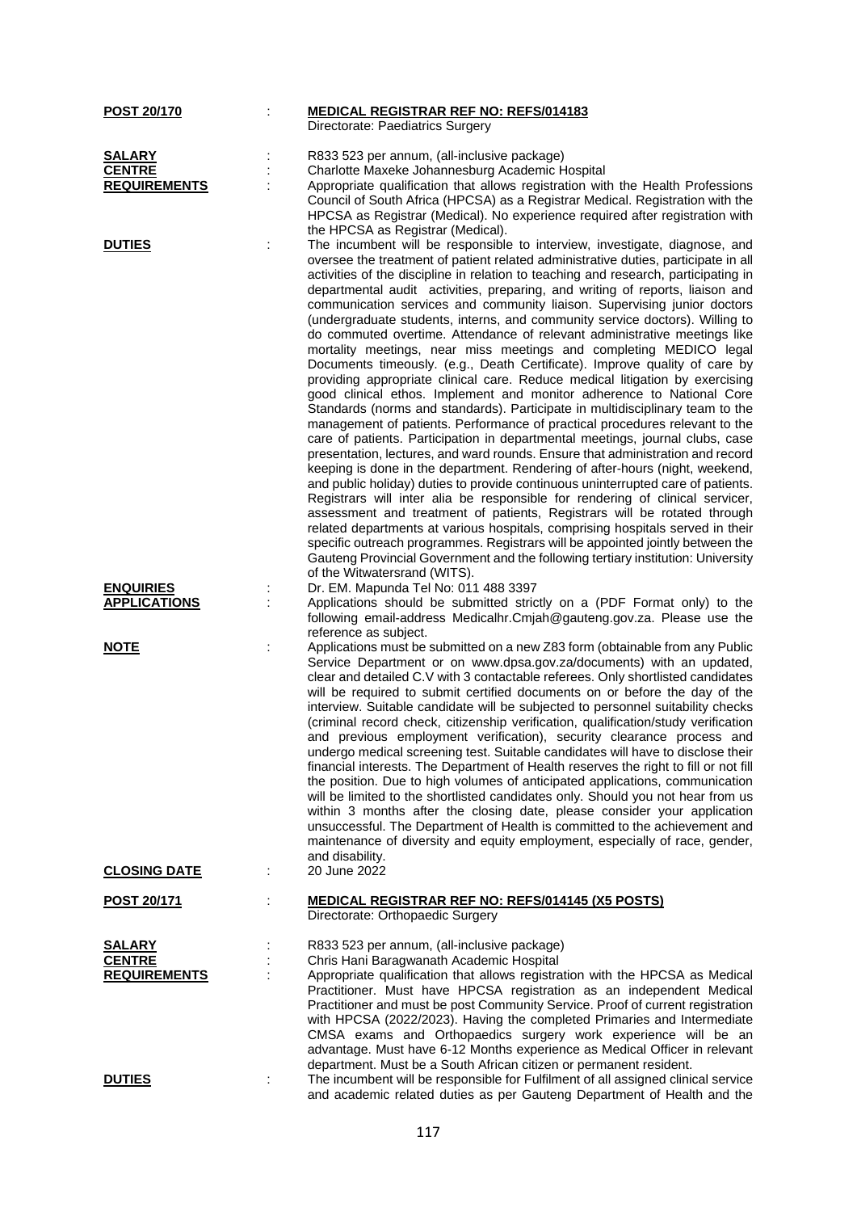**POST 20/170** : **MEDICAL REGISTRAR REF NO: REFS/014183**
Directorate: Paediatrics Surgery

**SALARY** : R833 523 per annum, (all-inclusive package)

**CENTRE** : Charlotte Maxeke Johannesburg Academic Hospital

**REQUIREMENTS** : Appropriate qualification that allows registration with the Health Professions Council of South Africa (HPCSA) as a Registrar Medical. Registration with the HPCSA as Registrar (Medical). No experience required after registration with the HPCSA as Registrar (Medical).

**DUTIES** : The incumbent will be responsible to interview, investigate, diagnose, and oversee the treatment of patient related administrative duties, participate in all activities of the discipline in relation to teaching and research, participating in departmental audit activities, preparing, and writing of reports, liaison and communication services and community liaison. Supervising junior doctors (undergraduate students, interns, and community service doctors). Willing to do commuted overtime. Attendance of relevant administrative meetings like mortality meetings, near miss meetings and completing MEDICO legal Documents timeously. (e.g., Death Certificate). Improve quality of care by providing appropriate clinical care. Reduce medical litigation by exercising good clinical ethos. Implement and monitor adherence to National Core Standards (norms and standards). Participate in multidisciplinary team to the management of patients. Performance of practical procedures relevant to the care of patients. Participation in departmental meetings, journal clubs, case presentation, lectures, and ward rounds. Ensure that administration and record keeping is done in the department. Rendering of after-hours (night, weekend, and public holiday) duties to provide continuous uninterrupted care of patients. Registrars will inter alia be responsible for rendering of clinical servicer, assessment and treatment of patients, Registrars will be rotated through related departments at various hospitals, comprising hospitals served in their specific outreach programmes. Registrars will be appointed jointly between the Gauteng Provincial Government and the following tertiary institution: University of the Witwatersrand (WITS).

**ENQUIRIES** : Dr. EM. Mapunda Tel No: 011 488 3397

**APPLICATIONS** : Applications should be submitted strictly on a (PDF Format only) to the following email-address Medicalhr.Cmjah@gauteng.gov.za. Please use the reference as subject.

**NOTE** : Applications must be submitted on a new Z83 form (obtainable from any Public Service Department or on www.dpsa.gov.za/documents) with an updated, clear and detailed C.V with 3 contactable referees. Only shortlisted candidates will be required to submit certified documents on or before the day of the interview. Suitable candidate will be subjected to personnel suitability checks (criminal record check, citizenship verification, qualification/study verification and previous employment verification), security clearance process and undergo medical screening test. Suitable candidates will have to disclose their financial interests. The Department of Health reserves the right to fill or not fill the position. Due to high volumes of anticipated applications, communication will be limited to the shortlisted candidates only. Should you not hear from us within 3 months after the closing date, please consider your application unsuccessful. The Department of Health is committed to the achievement and maintenance of diversity and equity employment, especially of race, gender, and disability.

**CLOSING DATE** : 20 June 2022

**POST 20/171** : **MEDICAL REGISTRAR REF NO: REFS/014145 (X5 POSTS)**
Directorate: Orthopaedic Surgery

**SALARY** : R833 523 per annum, (all-inclusive package)

**CENTRE** : Chris Hani Baragwanath Academic Hospital

**REQUIREMENTS** : Appropriate qualification that allows registration with the HPCSA as Medical Practitioner. Must have HPCSA registration as an independent Medical Practitioner and must be post Community Service. Proof of current registration with HPCSA (2022/2023). Having the completed Primaries and Intermediate CMSA exams and Orthopaedics surgery work experience will be an advantage. Must have 6-12 Months experience as Medical Officer in relevant department. Must be a South African citizen or permanent resident.

**DUTIES** : The incumbent will be responsible for Fulfilment of all assigned clinical service and academic related duties as per Gauteng Department of Health and the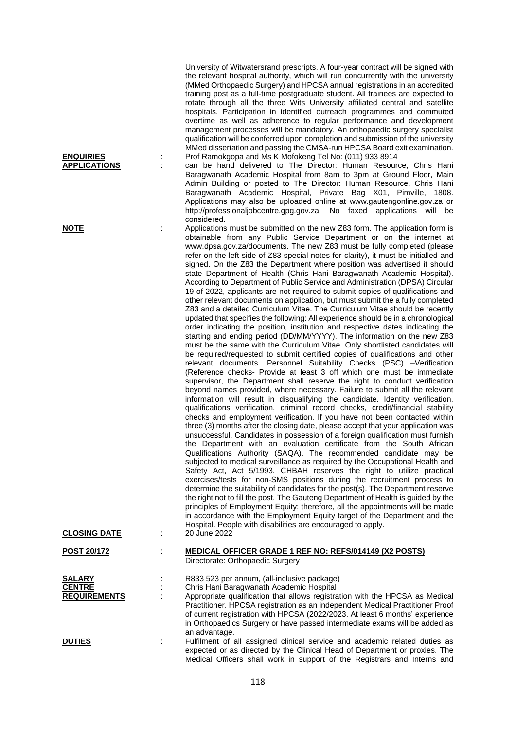University of Witwatersrand prescripts. A four-year contract will be signed with the relevant hospital authority, which will run concurrently with the university (MMed Orthopaedic Surgery) and HPCSA annual registrations in an accredited training post as a full-time postgraduate student. All trainees are expected to rotate through all the three Wits University affiliated central and satellite hospitals. Participation in identified outreach programmes and commuted overtime as well as adherence to regular performance and development management processes will be mandatory. An orthopaedic surgery specialist qualification will be conferred upon completion and submission of the university MMed dissertation and passing the CMSA-run HPCSA Board exit examination.

**ENQUIRIES** : Prof Ramokgopa and Ms K Mofokeng Tel No: (011) 933 8914

**APPLICATIONS** : can be hand delivered to The Director: Human Resource, Chris Hani Baragwanath Academic Hospital from 8am to 3pm at Ground Floor, Main Admin Building or posted to The Director: Human Resource, Chris Hani Baragwanath Academic Hospital, Private Bag X01, Pimville, 1808. Applications may also be uploaded online at www.gautengonline.gov.za or http://professionaljobcentre.gpg.gov.za. No faxed applications will be considered.

**NOTE** : Applications must be submitted on the new Z83 form. The application form is obtainable from any Public Service Department or on the internet at www.dpsa.gov.za/documents. The new Z83 must be fully completed (please refer on the left side of Z83 special notes for clarity), it must be initialled and signed. On the Z83 the Department where position was advertised it should state Department of Health (Chris Hani Baragwanath Academic Hospital). According to Department of Public Service and Administration (DPSA) Circular 19 of 2022, applicants are not required to submit copies of qualifications and other relevant documents on application, but must submit the a fully completed Z83 and a detailed Curriculum Vitae. The Curriculum Vitae should be recently updated that specifies the following: All experience should be in a chronological order indicating the position, institution and respective dates indicating the starting and ending period (DD/MM/YYYY). The information on the new Z83 must be the same with the Curriculum Vitae. Only shortlisted candidates will be required/requested to submit certified copies of qualifications and other relevant documents. Personnel Suitability Checks (PSC) –Verification (Reference checks- Provide at least 3 off which one must be immediate supervisor, the Department shall reserve the right to conduct verification beyond names provided, where necessary. Failure to submit all the relevant information will result in disqualifying the candidate. Identity verification, qualifications verification, criminal record checks, credit/financial stability checks and employment verification. If you have not been contacted within three (3) months after the closing date, please accept that your application was unsuccessful. Candidates in possession of a foreign qualification must furnish the Department with an evaluation certificate from the South African Qualifications Authority (SAQA). The recommended candidate may be subjected to medical surveillance as required by the Occupational Health and Safety Act, Act 5/1993. CHBAH reserves the right to utilize practical exercises/tests for non-SMS positions during the recruitment process to determine the suitability of candidates for the post(s). The Department reserve the right not to fill the post. The Gauteng Department of Health is guided by the principles of Employment Equity; therefore, all the appointments will be made in accordance with the Employment Equity target of the Department and the Hospital. People with disabilities are encouraged to apply.

**CLOSING DATE** : 20 June 2022

**POST 20/172** : **MEDICAL OFFICER GRADE 1 REF NO: REFS/014149 (X2 POSTS)**
Directorate: Orthopaedic Surgery

**SALARY** : R833 523 per annum, (all-inclusive package)

**CENTRE** : Chris Hani Baragwanath Academic Hospital

**REQUIREMENTS** : Appropriate qualification that allows registration with the HPCSA as Medical Practitioner. HPCSA registration as an independent Medical Practitioner Proof of current registration with HPCSA (2022/2023. At least 6 months' experience in Orthopaedics Surgery or have passed intermediate exams will be added as an advantage.

**DUTIES** : Fulfilment of all assigned clinical service and academic related duties as expected or as directed by the Clinical Head of Department or proxies. The Medical Officers shall work in support of the Registrars and Interns and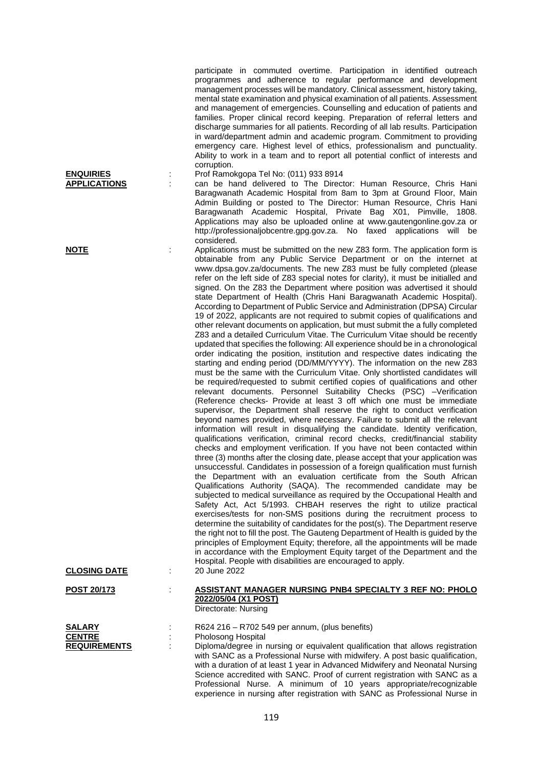participate in commuted overtime. Participation in identified outreach programmes and adherence to regular performance and development management processes will be mandatory. Clinical assessment, history taking, mental state examination and physical examination of all patients. Assessment and management of emergencies. Counselling and education of patients and families. Proper clinical record keeping. Preparation of referral letters and discharge summaries for all patients. Recording of all lab results. Participation in ward/department admin and academic program. Commitment to providing emergency care. Highest level of ethics, professionalism and punctuality. Ability to work in a team and to report all potential conflict of interests and corruption.

**ENQUIRIES** : Prof Ramokgopa Tel No: (011) 933 8914

**APPLICATIONS** : can be hand delivered to The Director: Human Resource, Chris Hani Baragwanath Academic Hospital from 8am to 3pm at Ground Floor, Main Admin Building or posted to The Director: Human Resource, Chris Hani Baragwanath Academic Hospital, Private Bag X01, Pimville, 1808. Applications may also be uploaded online at www.gautengonline.gov.za or http://professionaljobcentre.gpg.gov.za. No faxed applications will be considered.

**NOTE** : Applications must be submitted on the new Z83 form. The application form is obtainable from any Public Service Department or on the internet at www.dpsa.gov.za/documents. The new Z83 must be fully completed (please refer on the left side of Z83 special notes for clarity), it must be initialled and signed. On the Z83 the Department where position was advertised it should state Department of Health (Chris Hani Baragwanath Academic Hospital). According to Department of Public Service and Administration (DPSA) Circular 19 of 2022, applicants are not required to submit copies of qualifications and other relevant documents on application, but must submit the a fully completed Z83 and a detailed Curriculum Vitae. The Curriculum Vitae should be recently updated that specifies the following: All experience should be in a chronological order indicating the position, institution and respective dates indicating the starting and ending period (DD/MM/YYYY). The information on the new Z83 must be the same with the Curriculum Vitae. Only shortlisted candidates will be required/requested to submit certified copies of qualifications and other relevant documents. Personnel Suitability Checks (PSC) –Verification (Reference checks- Provide at least 3 off which one must be immediate supervisor, the Department shall reserve the right to conduct verification beyond names provided, where necessary. Failure to submit all the relevant information will result in disqualifying the candidate. Identity verification, qualifications verification, criminal record checks, credit/financial stability checks and employment verification. If you have not been contacted within three (3) months after the closing date, please accept that your application was unsuccessful. Candidates in possession of a foreign qualification must furnish the Department with an evaluation certificate from the South African Qualifications Authority (SAQA). The recommended candidate may be subjected to medical surveillance as required by the Occupational Health and Safety Act, Act 5/1993. CHBAH reserves the right to utilize practical exercises/tests for non-SMS positions during the recruitment process to determine the suitability of candidates for the post(s). The Department reserve the right not to fill the post. The Gauteng Department of Health is guided by the principles of Employment Equity; therefore, all the appointments will be made in accordance with the Employment Equity target of the Department and the Hospital. People with disabilities are encouraged to apply.

**CLOSING DATE** : 20 June 2022

**POST 20/173** : **ASSISTANT MANAGER NURSING PNB4 SPECIALTY 3 REF NO: PHOLO 2022/05/04 (X1 POST)**
Directorate: Nursing

**SALARY** : R624 216 – R702 549 per annum, (plus benefits)

**CENTRE** : Pholosong Hospital

**REQUIREMENTS** : Diploma/degree in nursing or equivalent qualification that allows registration with SANC as a Professional Nurse with midwifery. A post basic qualification, with a duration of at least 1 year in Advanced Midwifery and Neonatal Nursing Science accredited with SANC. Proof of current registration with SANC as a Professional Nurse. A minimum of 10 years appropriate/recognizable experience in nursing after registration with SANC as Professional Nurse in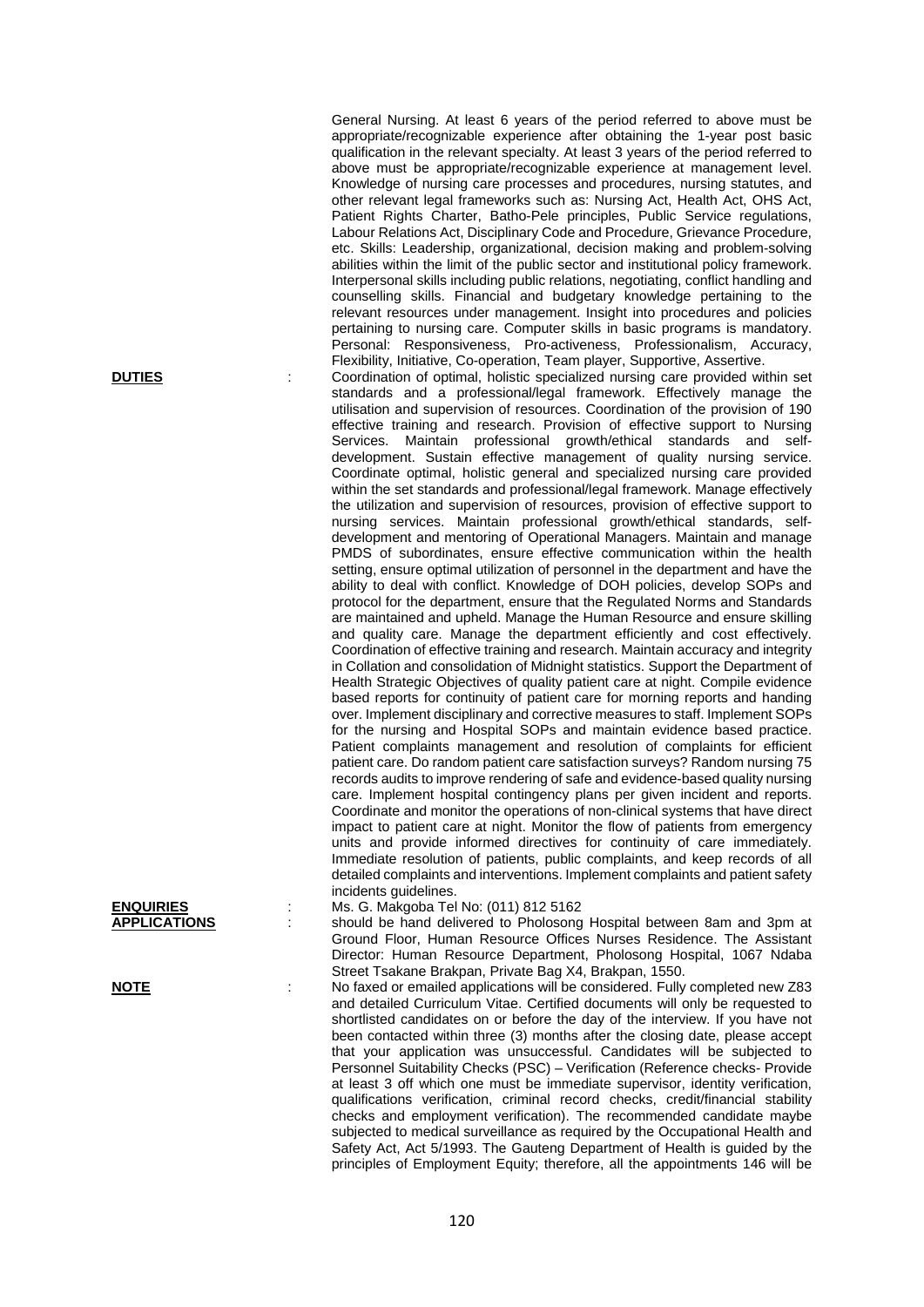General Nursing. At least 6 years of the period referred to above must be appropriate/recognizable experience after obtaining the 1-year post basic qualification in the relevant specialty. At least 3 years of the period referred to above must be appropriate/recognizable experience at management level. Knowledge of nursing care processes and procedures, nursing statutes, and other relevant legal frameworks such as: Nursing Act, Health Act, OHS Act, Patient Rights Charter, Batho-Pele principles, Public Service regulations, Labour Relations Act, Disciplinary Code and Procedure, Grievance Procedure, etc. Skills: Leadership, organizational, decision making and problem-solving abilities within the limit of the public sector and institutional policy framework. Interpersonal skills including public relations, negotiating, conflict handling and counselling skills. Financial and budgetary knowledge pertaining to the relevant resources under management. Insight into procedures and policies pertaining to nursing care. Computer skills in basic programs is mandatory. Personal: Responsiveness, Pro-activeness, Professionalism, Accuracy, Flexibility, Initiative, Co-operation, Team player, Supportive, Assertive.

**DUTIES** : Coordination of optimal, holistic specialized nursing care provided within set standards and a professional/legal framework. Effectively manage the utilisation and supervision of resources. Coordination of the provision of 190 effective training and research. Provision of effective support to Nursing Services. Maintain professional growth/ethical standards and self-development. Sustain effective management of quality nursing service. Coordinate optimal, holistic general and specialized nursing care provided within the set standards and professional/legal framework. Manage effectively the utilization and supervision of resources, provision of effective support to nursing services. Maintain professional growth/ethical standards, self-development and mentoring of Operational Managers. Maintain and manage PMDS of subordinates, ensure effective communication within the health setting, ensure optimal utilization of personnel in the department and have the ability to deal with conflict. Knowledge of DOH policies, develop SOPs and protocol for the department, ensure that the Regulated Norms and Standards are maintained and upheld. Manage the Human Resource and ensure skilling and quality care. Manage the department efficiently and cost effectively. Coordination of effective training and research. Maintain accuracy and integrity in Collation and consolidation of Midnight statistics. Support the Department of Health Strategic Objectives of quality patient care at night. Compile evidence based reports for continuity of patient care for morning reports and handing over. Implement disciplinary and corrective measures to staff. Implement SOPs for the nursing and Hospital SOPs and maintain evidence based practice. Patient complaints management and resolution of complaints for efficient patient care. Do random patient care satisfaction surveys? Random nursing 75 records audits to improve rendering of safe and evidence-based quality nursing care. Implement hospital contingency plans per given incident and reports. Coordinate and monitor the operations of non-clinical systems that have direct impact to patient care at night. Monitor the flow of patients from emergency units and provide informed directives for continuity of care immediately. Immediate resolution of patients, public complaints, and keep records of all detailed complaints and interventions. Implement complaints and patient safety incidents guidelines.

**ENQUIRIES** : Ms. G. Makgoba Tel No: (011) 812 5162

**APPLICATIONS** : should be hand delivered to Pholosong Hospital between 8am and 3pm at Ground Floor, Human Resource Offices Nurses Residence. The Assistant Director: Human Resource Department, Pholosong Hospital, 1067 Ndaba Street Tsakane Brakpan, Private Bag X4, Brakpan, 1550.

**NOTE** : No faxed or emailed applications will be considered. Fully completed new Z83 and detailed Curriculum Vitae. Certified documents will only be requested to shortlisted candidates on or before the day of the interview. If you have not been contacted within three (3) months after the closing date, please accept that your application was unsuccessful. Candidates will be subjected to Personnel Suitability Checks (PSC) – Verification (Reference checks- Provide at least 3 off which one must be immediate supervisor, identity verification, qualifications verification, criminal record checks, credit/financial stability checks and employment verification). The recommended candidate maybe subjected to medical surveillance as required by the Occupational Health and Safety Act, Act 5/1993. The Gauteng Department of Health is guided by the principles of Employment Equity; therefore, all the appointments 146 will be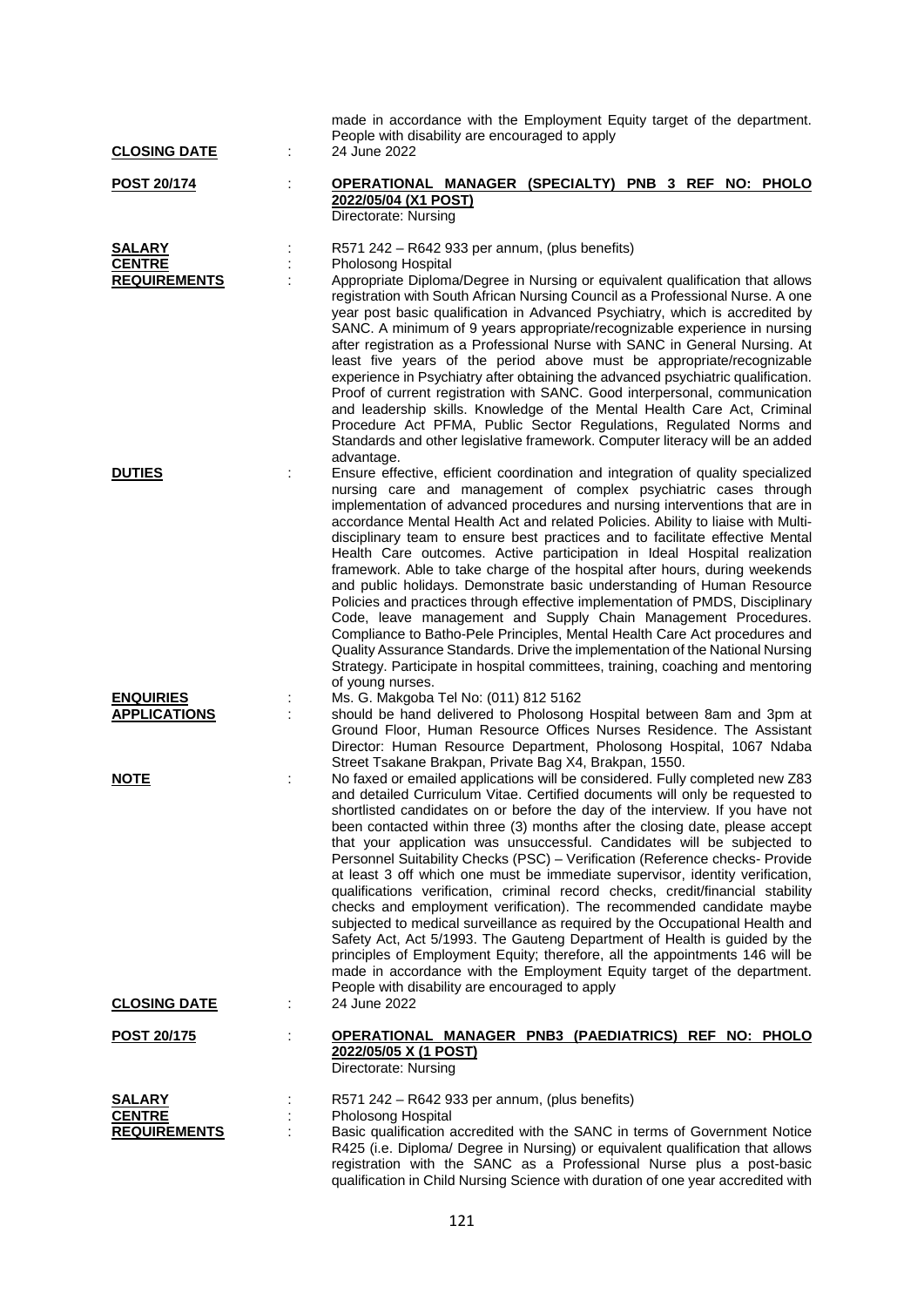made in accordance with the Employment Equity target of the department. People with disability are encouraged to apply

**CLOSING DATE** : 24 June 2022

**POST 20/174** : **OPERATIONAL MANAGER (SPECIALTY) PNB 3 REF NO: PHOLO 2022/05/04 (X1 POST)**
Directorate: Nursing

**SALARY** : R571 242 – R642 933 per annum, (plus benefits)

**CENTRE** : Pholosong Hospital

**REQUIREMENTS** : Appropriate Diploma/Degree in Nursing or equivalent qualification that allows registration with South African Nursing Council as a Professional Nurse. A one year post basic qualification in Advanced Psychiatry, which is accredited by SANC. A minimum of 9 years appropriate/recognizable experience in nursing after registration as a Professional Nurse with SANC in General Nursing. At least five years of the period above must be appropriate/recognizable experience in Psychiatry after obtaining the advanced psychiatric qualification. Proof of current registration with SANC. Good interpersonal, communication and leadership skills. Knowledge of the Mental Health Care Act, Criminal Procedure Act PFMA, Public Sector Regulations, Regulated Norms and Standards and other legislative framework. Computer literacy will be an added advantage.

**DUTIES** : Ensure effective, efficient coordination and integration of quality specialized nursing care and management of complex psychiatric cases through implementation of advanced procedures and nursing interventions that are in accordance Mental Health Act and related Policies. Ability to liaise with Multi-disciplinary team to ensure best practices and to facilitate effective Mental Health Care outcomes. Active participation in Ideal Hospital realization framework. Able to take charge of the hospital after hours, during weekends and public holidays. Demonstrate basic understanding of Human Resource Policies and practices through effective implementation of PMDS, Disciplinary Code, leave management and Supply Chain Management Procedures. Compliance to Batho-Pele Principles, Mental Health Care Act procedures and Quality Assurance Standards. Drive the implementation of the National Nursing Strategy. Participate in hospital committees, training, coaching and mentoring of young nurses.

**ENQUIRIES** : Ms. G. Makgoba Tel No: (011) 812 5162

**APPLICATIONS** : should be hand delivered to Pholosong Hospital between 8am and 3pm at Ground Floor, Human Resource Offices Nurses Residence. The Assistant Director: Human Resource Department, Pholosong Hospital, 1067 Ndaba Street Tsakane Brakpan, Private Bag X4, Brakpan, 1550.

**NOTE** : No faxed or emailed applications will be considered. Fully completed new Z83 and detailed Curriculum Vitae. Certified documents will only be requested to shortlisted candidates on or before the day of the interview. If you have not been contacted within three (3) months after the closing date, please accept that your application was unsuccessful. Candidates will be subjected to Personnel Suitability Checks (PSC) – Verification (Reference checks- Provide at least 3 off which one must be immediate supervisor, identity verification, qualifications verification, criminal record checks, credit/financial stability checks and employment verification). The recommended candidate maybe subjected to medical surveillance as required by the Occupational Health and Safety Act, Act 5/1993. The Gauteng Department of Health is guided by the principles of Employment Equity; therefore, all the appointments 146 will be made in accordance with the Employment Equity target of the department. People with disability are encouraged to apply

**CLOSING DATE** : 24 June 2022

**POST 20/175** : **OPERATIONAL MANAGER PNB3 (PAEDIATRICS) REF NO: PHOLO 2022/05/05 X (1 POST)**
Directorate: Nursing

**SALARY** : R571 242 – R642 933 per annum, (plus benefits)

**CENTRE** : Pholosong Hospital

**REQUIREMENTS** : Basic qualification accredited with the SANC in terms of Government Notice R425 (i.e. Diploma/ Degree in Nursing) or equivalent qualification that allows registration with the SANC as a Professional Nurse plus a post-basic qualification in Child Nursing Science with duration of one year accredited with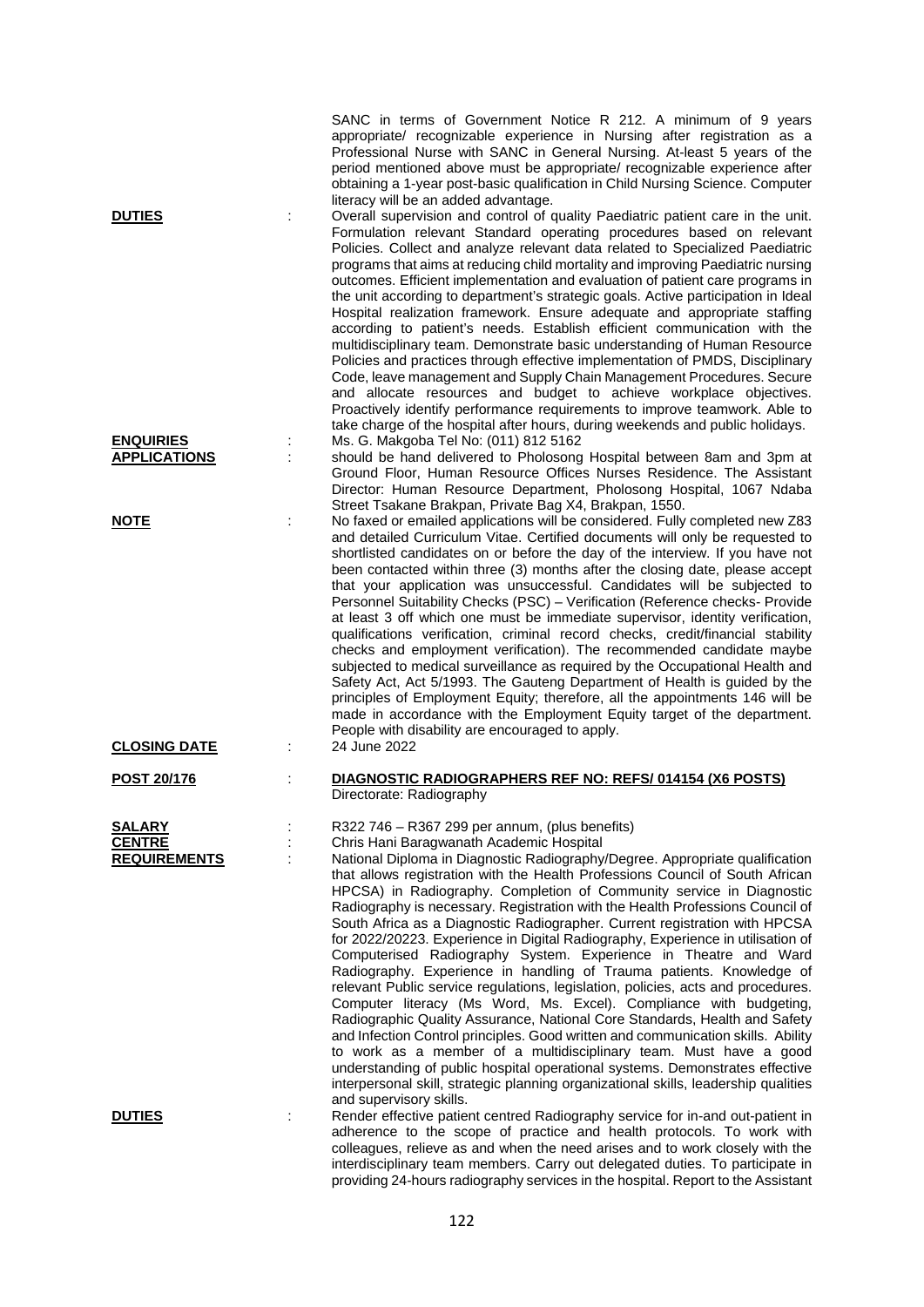SANC in terms of Government Notice R 212. A minimum of 9 years appropriate/ recognizable experience in Nursing after registration as a Professional Nurse with SANC in General Nursing. At-least 5 years of the period mentioned above must be appropriate/ recognizable experience after obtaining a 1-year post-basic qualification in Child Nursing Science. Computer literacy will be an added advantage.

**DUTIES** : Overall supervision and control of quality Paediatric patient care in the unit. Formulation relevant Standard operating procedures based on relevant Policies. Collect and analyze relevant data related to Specialized Paediatric programs that aims at reducing child mortality and improving Paediatric nursing outcomes. Efficient implementation and evaluation of patient care programs in the unit according to department's strategic goals. Active participation in Ideal Hospital realization framework. Ensure adequate and appropriate staffing according to patient's needs. Establish efficient communication with the multidisciplinary team. Demonstrate basic understanding of Human Resource Policies and practices through effective implementation of PMDS, Disciplinary Code, leave management and Supply Chain Management Procedures. Secure and allocate resources and budget to achieve workplace objectives. Proactively identify performance requirements to improve teamwork. Able to take charge of the hospital after hours, during weekends and public holidays.

**ENQUIRIES** : Ms. G. Makgoba Tel No: (011) 812 5162

**APPLICATIONS** : should be hand delivered to Pholosong Hospital between 8am and 3pm at Ground Floor, Human Resource Offices Nurses Residence. The Assistant Director: Human Resource Department, Pholosong Hospital, 1067 Ndaba Street Tsakane Brakpan, Private Bag X4, Brakpan, 1550.

**NOTE** : No faxed or emailed applications will be considered. Fully completed new Z83 and detailed Curriculum Vitae. Certified documents will only be requested to shortlisted candidates on or before the day of the interview. If you have not been contacted within three (3) months after the closing date, please accept that your application was unsuccessful. Candidates will be subjected to Personnel Suitability Checks (PSC) – Verification (Reference checks- Provide at least 3 off which one must be immediate supervisor, identity verification, qualifications verification, criminal record checks, credit/financial stability checks and employment verification). The recommended candidate maybe subjected to medical surveillance as required by the Occupational Health and Safety Act, Act 5/1993. The Gauteng Department of Health is guided by the principles of Employment Equity; therefore, all the appointments 146 will be made in accordance with the Employment Equity target of the department. People with disability are encouraged to apply.

**CLOSING DATE** : 24 June 2022

**POST 20/176** : **DIAGNOSTIC RADIOGRAPHERS REF NO: REFS/ 014154 (X6 POSTS)**
Directorate: Radiography

**SALARY** : R322 746 – R367 299 per annum, (plus benefits)

**CENTRE** : Chris Hani Baragwanath Academic Hospital

**REQUIREMENTS** : National Diploma in Diagnostic Radiography/Degree. Appropriate qualification that allows registration with the Health Professions Council of South African HPCSA) in Radiography. Completion of Community service in Diagnostic Radiography is necessary. Registration with the Health Professions Council of South Africa as a Diagnostic Radiographer. Current registration with HPCSA for 2022/20223. Experience in Digital Radiography, Experience in utilisation of Computerised Radiography System. Experience in Theatre and Ward Radiography. Experience in handling of Trauma patients. Knowledge of relevant Public service regulations, legislation, policies, acts and procedures. Computer literacy (Ms Word, Ms. Excel). Compliance with budgeting, Radiographic Quality Assurance, National Core Standards, Health and Safety and Infection Control principles. Good written and communication skills. Ability to work as a member of a multidisciplinary team. Must have a good understanding of public hospital operational systems. Demonstrates effective interpersonal skill, strategic planning organizational skills, leadership qualities and supervisory skills.

**DUTIES** : Render effective patient centred Radiography service for in-and out-patient in adherence to the scope of practice and health protocols. To work with colleagues, relieve as and when the need arises and to work closely with the interdisciplinary team members. Carry out delegated duties. To participate in providing 24-hours radiography services in the hospital. Report to the Assistant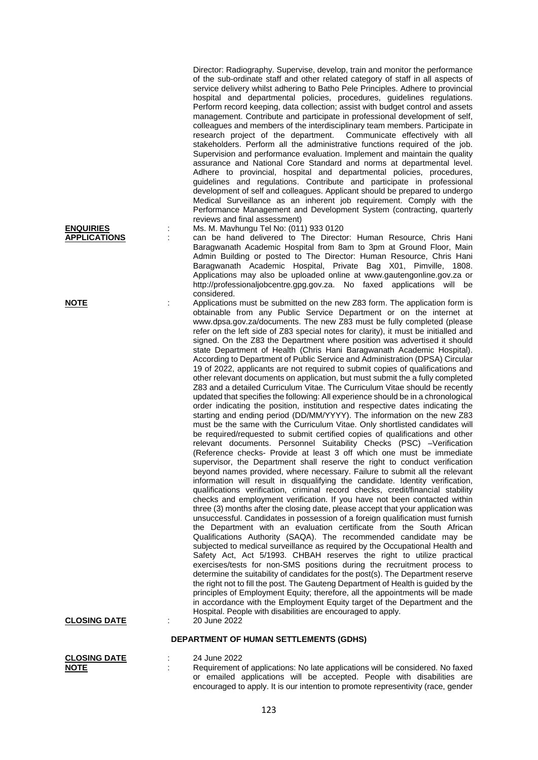Director: Radiography. Supervise, develop, train and monitor the performance of the sub-ordinate staff and other related category of staff in all aspects of service delivery whilst adhering to Batho Pele Principles. Adhere to provincial hospital and departmental policies, procedures, guidelines regulations. Perform record keeping, data collection; assist with budget control and assets management. Contribute and participate in professional development of self, colleagues and members of the interdisciplinary team members. Participate in research project of the department. Communicate effectively with all stakeholders. Perform all the administrative functions required of the job. Supervision and performance evaluation. Implement and maintain the quality assurance and National Core Standard and norms at departmental level. Adhere to provincial, hospital and departmental policies, procedures, guidelines and regulations. Contribute and participate in professional development of self and colleagues. Applicant should be prepared to undergo Medical Surveillance as an inherent job requirement. Comply with the Performance Management and Development System (contracting, quarterly reviews and final assessment)

**ENQUIRIES** : Ms. M. Mavhungu Tel No: (011) 933 0120

**APPLICATIONS** : can be hand delivered to The Director: Human Resource, Chris Hani Baragwanath Academic Hospital from 8am to 3pm at Ground Floor, Main Admin Building or posted to The Director: Human Resource, Chris Hani Baragwanath Academic Hospital, Private Bag X01, Pimville, 1808. Applications may also be uploaded online at www.gautengonline.gov.za or http://professionaljobcentre.gpg.gov.za. No faxed applications will be considered.

**NOTE** : Applications must be submitted on the new Z83 form. The application form is obtainable from any Public Service Department or on the internet at www.dpsa.gov.za/documents. The new Z83 must be fully completed (please refer on the left side of Z83 special notes for clarity), it must be initialled and signed. On the Z83 the Department where position was advertised it should state Department of Health (Chris Hani Baragwanath Academic Hospital). According to Department of Public Service and Administration (DPSA) Circular 19 of 2022, applicants are not required to submit copies of qualifications and other relevant documents on application, but must submit the a fully completed Z83 and a detailed Curriculum Vitae. The Curriculum Vitae should be recently updated that specifies the following: All experience should be in a chronological order indicating the position, institution and respective dates indicating the starting and ending period (DD/MM/YYYY). The information on the new Z83 must be the same with the Curriculum Vitae. Only shortlisted candidates will be required/requested to submit certified copies of qualifications and other relevant documents. Personnel Suitability Checks (PSC) –Verification (Reference checks- Provide at least 3 off which one must be immediate supervisor, the Department shall reserve the right to conduct verification beyond names provided, where necessary. Failure to submit all the relevant information will result in disqualifying the candidate. Identity verification, qualifications verification, criminal record checks, credit/financial stability checks and employment verification. If you have not been contacted within three (3) months after the closing date, please accept that your application was unsuccessful. Candidates in possession of a foreign qualification must furnish the Department with an evaluation certificate from the South African Qualifications Authority (SAQA). The recommended candidate may be subjected to medical surveillance as required by the Occupational Health and Safety Act, Act 5/1993. CHBAH reserves the right to utilize practical exercises/tests for non-SMS positions during the recruitment process to determine the suitability of candidates for the post(s). The Department reserve the right not to fill the post. The Gauteng Department of Health is guided by the principles of Employment Equity; therefore, all the appointments will be made in accordance with the Employment Equity target of the Department and the Hospital. People with disabilities are encouraged to apply.

**CLOSING DATE** : 20 June 2022

## DEPARTMENT OF HUMAN SETTLEMENTS (GDHS)

**CLOSING DATE** : 24 June 2022

**NOTE** : Requirement of applications: No late applications will be considered. No faxed or emailed applications will be accepted. People with disabilities are encouraged to apply. It is our intention to promote representivity (race, gender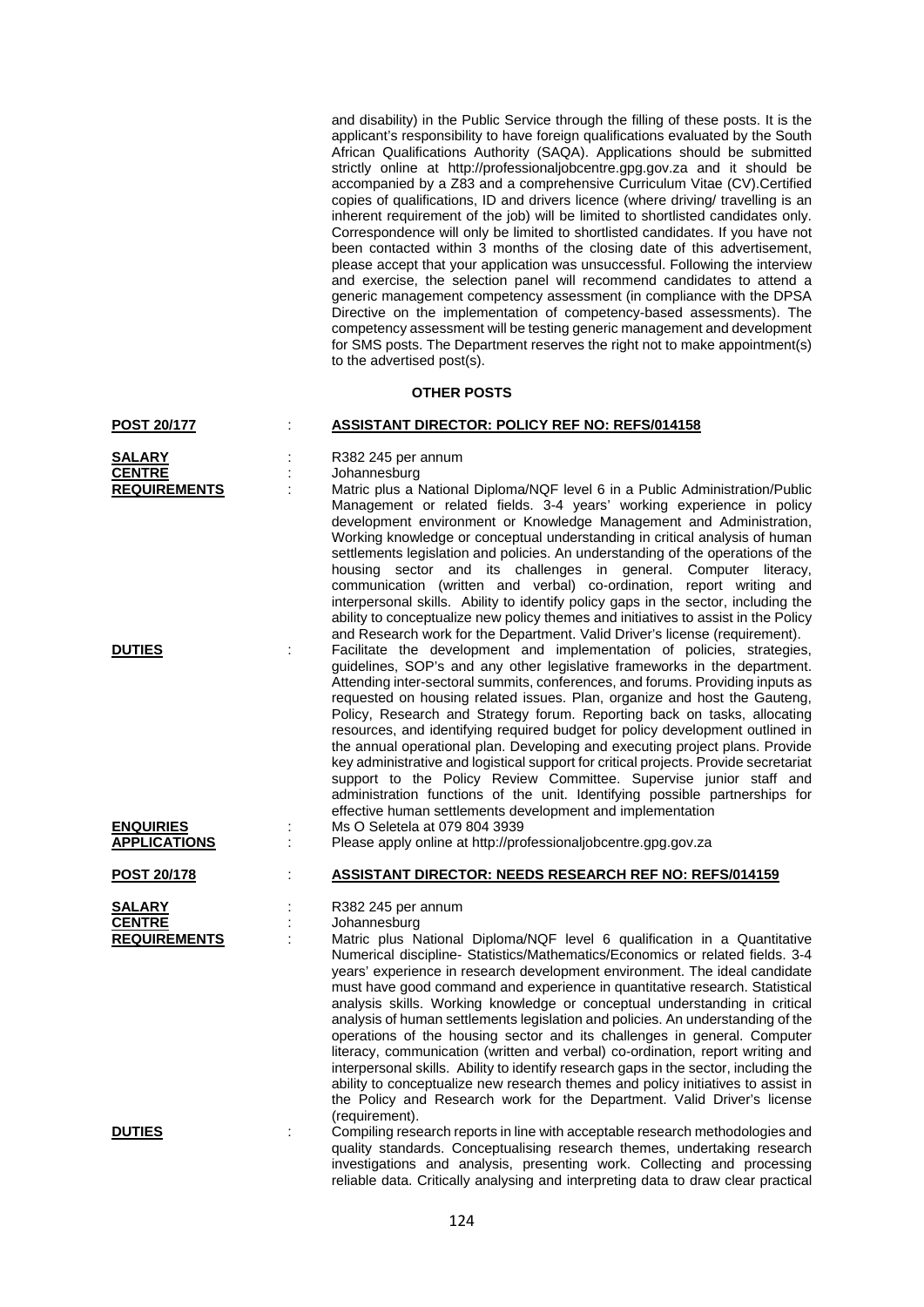and disability) in the Public Service through the filling of these posts. It is the applicant's responsibility to have foreign qualifications evaluated by the South African Qualifications Authority (SAQA). Applications should be submitted strictly online at http://professionaljobcentre.gpg.gov.za and it should be accompanied by a Z83 and a comprehensive Curriculum Vitae (CV).Certified copies of qualifications, ID and drivers licence (where driving/ travelling is an inherent requirement of the job) will be limited to shortlisted candidates only. Correspondence will only be limited to shortlisted candidates. If you have not been contacted within 3 months of the closing date of this advertisement, please accept that your application was unsuccessful. Following the interview and exercise, the selection panel will recommend candidates to attend a generic management competency assessment (in compliance with the DPSA Directive on the implementation of competency-based assessments). The competency assessment will be testing generic management and development for SMS posts. The Department reserves the right not to make appointment(s) to the advertised post(s).

## OTHER POSTS

**POST 20/177** : **ASSISTANT DIRECTOR: POLICY REF NO: REFS/014158**

**SALARY** : R382 245 per annum

**CENTRE** : Johannesburg

**REQUIREMENTS** : Matric plus a National Diploma/NQF level 6 in a Public Administration/Public Management or related fields. 3-4 years' working experience in policy development environment or Knowledge Management and Administration, Working knowledge or conceptual understanding in critical analysis of human settlements legislation and policies. An understanding of the operations of the housing sector and its challenges in general. Computer literacy, communication (written and verbal) co-ordination, report writing and interpersonal skills. Ability to identify policy gaps in the sector, including the ability to conceptualize new policy themes and initiatives to assist in the Policy and Research work for the Department. Valid Driver's license (requirement).

**DUTIES** : Facilitate the development and implementation of policies, strategies, guidelines, SOP's and any other legislative frameworks in the department. Attending inter-sectoral summits, conferences, and forums. Providing inputs as requested on housing related issues. Plan, organize and host the Gauteng, Policy, Research and Strategy forum. Reporting back on tasks, allocating resources, and identifying required budget for policy development outlined in the annual operational plan. Developing and executing project plans. Provide key administrative and logistical support for critical projects. Provide secretariat support to the Policy Review Committee. Supervise junior staff and administration functions of the unit. Identifying possible partnerships for effective human settlements development and implementation

**ENQUIRIES** : Ms O Seletela at 079 804 3939

**APPLICATIONS** : Please apply online at http://professionaljobcentre.gpg.gov.za

**POST 20/178** : **ASSISTANT DIRECTOR: NEEDS RESEARCH REF NO: REFS/014159**

**SALARY** : R382 245 per annum

**CENTRE** : Johannesburg

**REQUIREMENTS** : Matric plus National Diploma/NQF level 6 qualification in a Quantitative Numerical discipline- Statistics/Mathematics/Economics or related fields. 3-4 years' experience in research development environment. The ideal candidate must have good command and experience in quantitative research. Statistical analysis skills. Working knowledge or conceptual understanding in critical analysis of human settlements legislation and policies. An understanding of the operations of the housing sector and its challenges in general. Computer literacy, communication (written and verbal) co-ordination, report writing and interpersonal skills. Ability to identify research gaps in the sector, including the ability to conceptualize new research themes and policy initiatives to assist in the Policy and Research work for the Department. Valid Driver's license (requirement).

**DUTIES** : Compiling research reports in line with acceptable research methodologies and quality standards. Conceptualising research themes, undertaking research investigations and analysis, presenting work. Collecting and processing reliable data. Critically analysing and interpreting data to draw clear practical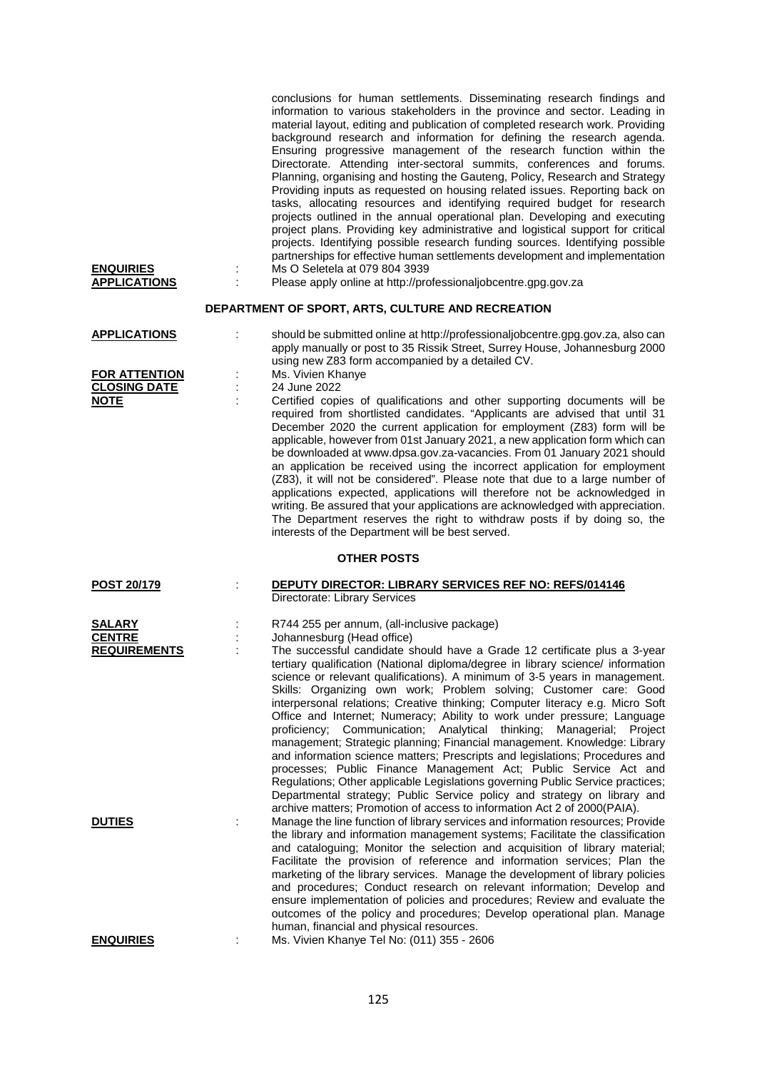conclusions for human settlements. Disseminating research findings and information to various stakeholders in the province and sector. Leading in material layout, editing and publication of completed research work. Providing background research and information for defining the research agenda. Ensuring progressive management of the research function within the Directorate. Attending inter-sectoral summits, conferences and forums. Planning, organising and hosting the Gauteng, Policy, Research and Strategy Providing inputs as requested on housing related issues. Reporting back on tasks, allocating resources and identifying required budget for research projects outlined in the annual operational plan. Developing and executing project plans. Providing key administrative and logistical support for critical projects. Identifying possible research funding sources. Identifying possible partnerships for effective human settlements development and implementation

**ENQUIRIES** : Ms O Seletela at 079 804 3939

**APPLICATIONS** : Please apply online at http://professionaljobcentre.gpg.gov.za

## DEPARTMENT OF SPORT, ARTS, CULTURE AND RECREATION

**APPLICATIONS** : should be submitted online at http://professionaljobcentre.gpg.gov.za, also can apply manually or post to 35 Rissik Street, Surrey House, Johannesburg 2000 using new Z83 form accompanied by a detailed CV.

**FOR ATTENTION** : Ms. Vivien Khanye

**CLOSING DATE** : 24 June 2022

**NOTE** : Certified copies of qualifications and other supporting documents will be required from shortlisted candidates. "Applicants are advised that until 31 December 2020 the current application for employment (Z83) form will be applicable, however from 01st January 2021, a new application form which can be downloaded at www.dpsa.gov.za-vacancies. From 01 January 2021 should an application be received using the incorrect application for employment (Z83), it will not be considered". Please note that due to a large number of applications expected, applications will therefore not be acknowledged in writing. Be assured that your applications are acknowledged with appreciation. The Department reserves the right to withdraw posts if by doing so, the interests of the Department will be best served.

### OTHER POSTS

**POST 20/179** : **DEPUTY DIRECTOR: LIBRARY SERVICES REF NO: REFS/014146**
Directorate: Library Services

**SALARY** : R744 255 per annum, (all-inclusive package)

**CENTRE** : Johannesburg (Head office)

**REQUIREMENTS** : The successful candidate should have a Grade 12 certificate plus a 3-year tertiary qualification (National diploma/degree in library science/ information science or relevant qualifications). A minimum of 3-5 years in management. Skills: Organizing own work; Problem solving; Customer care: Good interpersonal relations; Creative thinking; Computer literacy e.g. Micro Soft Office and Internet; Numeracy; Ability to work under pressure; Language proficiency; Communication; Analytical thinking; Managerial; Project management; Strategic planning; Financial management. Knowledge: Library and information science matters; Prescripts and legislations; Procedures and processes; Public Finance Management Act; Public Service Act and Regulations; Other applicable Legislations governing Public Service practices; Departmental strategy; Public Service policy and strategy on library and archive matters; Promotion of access to information Act 2 of 2000(PAIA).

**DUTIES** : Manage the line function of library services and information resources; Provide the library and information management systems; Facilitate the classification and cataloguing; Monitor the selection and acquisition of library material; Facilitate the provision of reference and information services; Plan the marketing of the library services. Manage the development of library policies and procedures; Conduct research on relevant information; Develop and ensure implementation of policies and procedures; Review and evaluate the outcomes of the policy and procedures; Develop operational plan. Manage human, financial and physical resources.

**ENQUIRIES** : Ms. Vivien Khanye Tel No: (011) 355 - 2606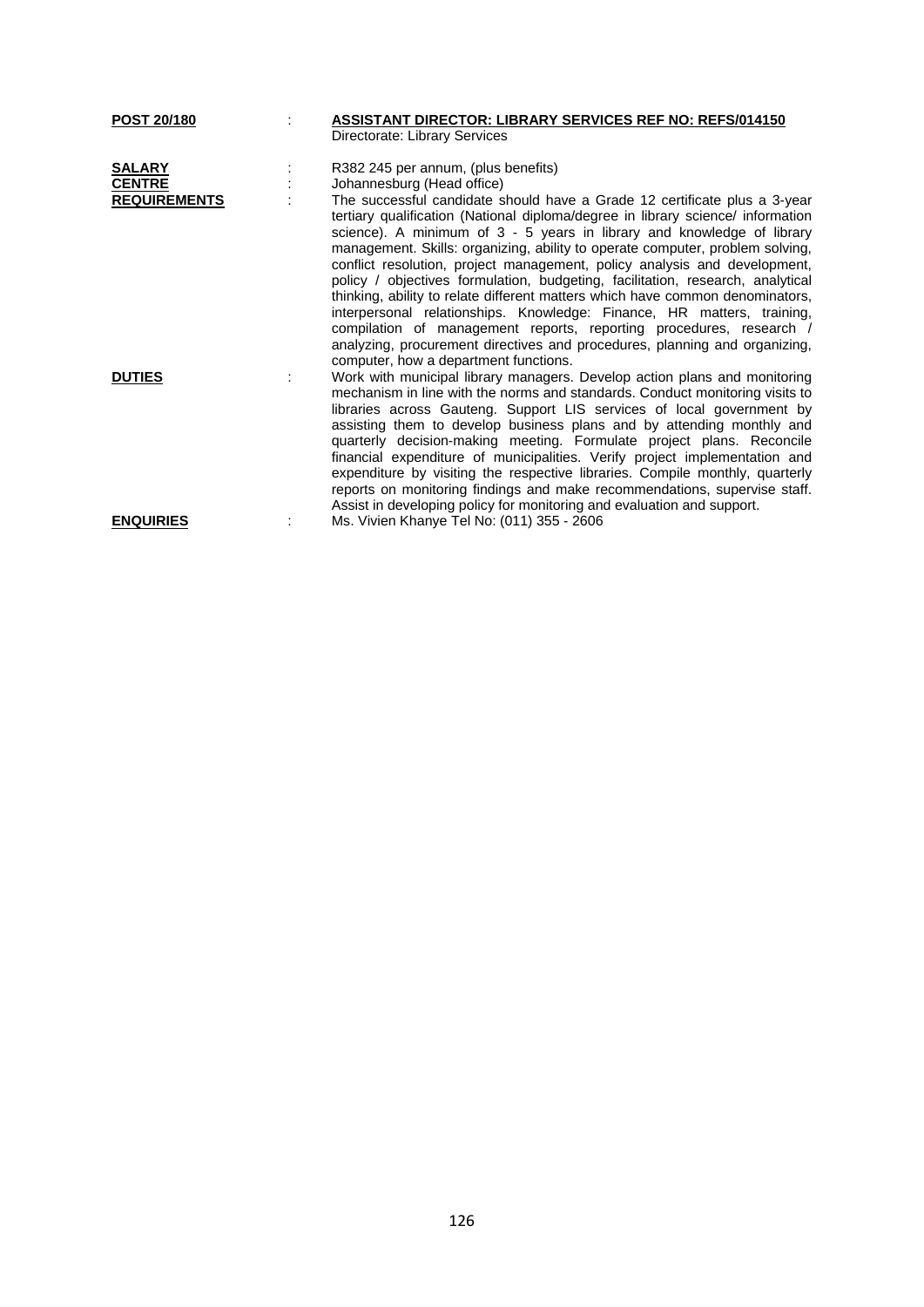**POST 20/180** : **ASSISTANT DIRECTOR: LIBRARY SERVICES REF NO: REFS/014150**
Directorate: Library Services

**SALARY** : R382 245 per annum, (plus benefits)

**CENTRE** : Johannesburg (Head office)

**REQUIREMENTS** : The successful candidate should have a Grade 12 certificate plus a 3-year tertiary qualification (National diploma/degree in library science/ information science). A minimum of 3 - 5 years in library and knowledge of library management. Skills: organizing, ability to operate computer, problem solving, conflict resolution, project management, policy analysis and development, policy / objectives formulation, budgeting, facilitation, research, analytical thinking, ability to relate different matters which have common denominators, interpersonal relationships. Knowledge: Finance, HR matters, training, compilation of management reports, reporting procedures, research / analyzing, procurement directives and procedures, planning and organizing, computer, how a department functions.

**DUTIES** : Work with municipal library managers. Develop action plans and monitoring mechanism in line with the norms and standards. Conduct monitoring visits to libraries across Gauteng. Support LIS services of local government by assisting them to develop business plans and by attending monthly and quarterly decision-making meeting. Formulate project plans. Reconcile financial expenditure of municipalities. Verify project implementation and expenditure by visiting the respective libraries. Compile monthly, quarterly reports on monitoring findings and make recommendations, supervise staff. Assist in developing policy for monitoring and evaluation and support.

**ENQUIRIES** : Ms. Vivien Khanye Tel No: (011) 355 - 2606